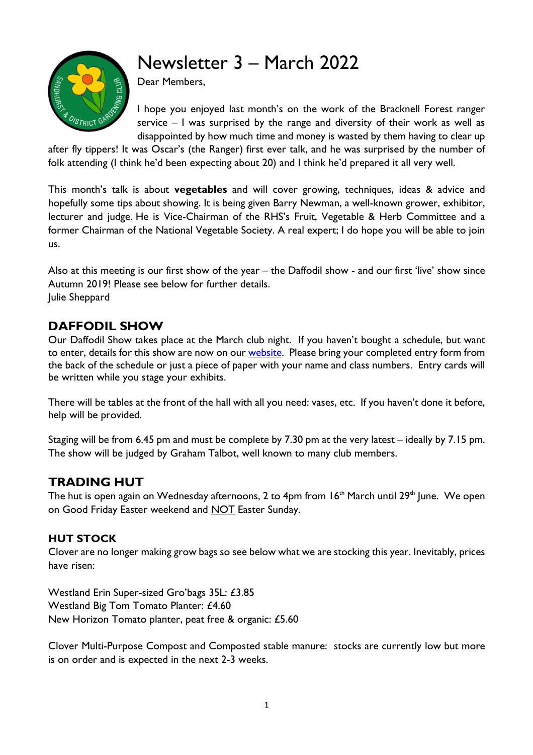# Newsletter 3 – March 2022

Dear Members,

I hope you enjoyed last month's on the work of the Bracknell Forest ranger service – I was surprised by the range and diversity of their work as well as disappointed by how much time and money is wasted by them having to clear up after fly tippers! It was Oscar's (the Ranger) first ever talk, and he was surprised by the number of folk attending (I think he'd been expecting about 20) and I think he'd prepared it all very well.

This month's talk is about **vegetables** and will cover growing, techniques, ideas & advice and hopefully some tips about showing. It is being given Barry Newman, a well-known grower, exhibitor, lecturer and judge. He is Vice-Chairman of the RHS's Fruit, Vegetable & Herb Committee and a former Chairman of the National Vegetable Society. A real expert; I do hope you will be able to join us.

Also at this meeting is our first show of the year – the Daffodil show - and our first 'live' show since Autumn 2019! Please see below for further details.
Julie Sheppard

## DAFFODIL SHOW

Our Daffodil Show takes place at the March club night. If you haven't bought a schedule, but want to enter, details for this show are now on our website. Please bring your completed entry form from the back of the schedule or just a piece of paper with your name and class numbers. Entry cards will be written while you stage your exhibits.

There will be tables at the front of the hall with all you need: vases, etc. If you haven't done it before, help will be provided.

Staging will be from 6.45 pm and must be complete by 7.30 pm at the very latest – ideally by 7.15 pm. The show will be judged by Graham Talbot, well known to many club members.

## TRADING HUT

The hut is open again on Wednesday afternoons, 2 to 4pm from 16th March until 29th June. We open on Good Friday Easter weekend and NOT Easter Sunday.

### HUT STOCK

Clover are no longer making grow bags so see below what we are stocking this year. Inevitably, prices have risen:

Westland Erin Super-sized Gro'bags 35L: £3.85
Westland Big Tom Tomato Planter: £4.60
New Horizon Tomato planter, peat free & organic: £5.60

Clover Multi-Purpose Compost and Composted stable manure: stocks are currently low but more is on order and is expected in the next 2-3 weeks.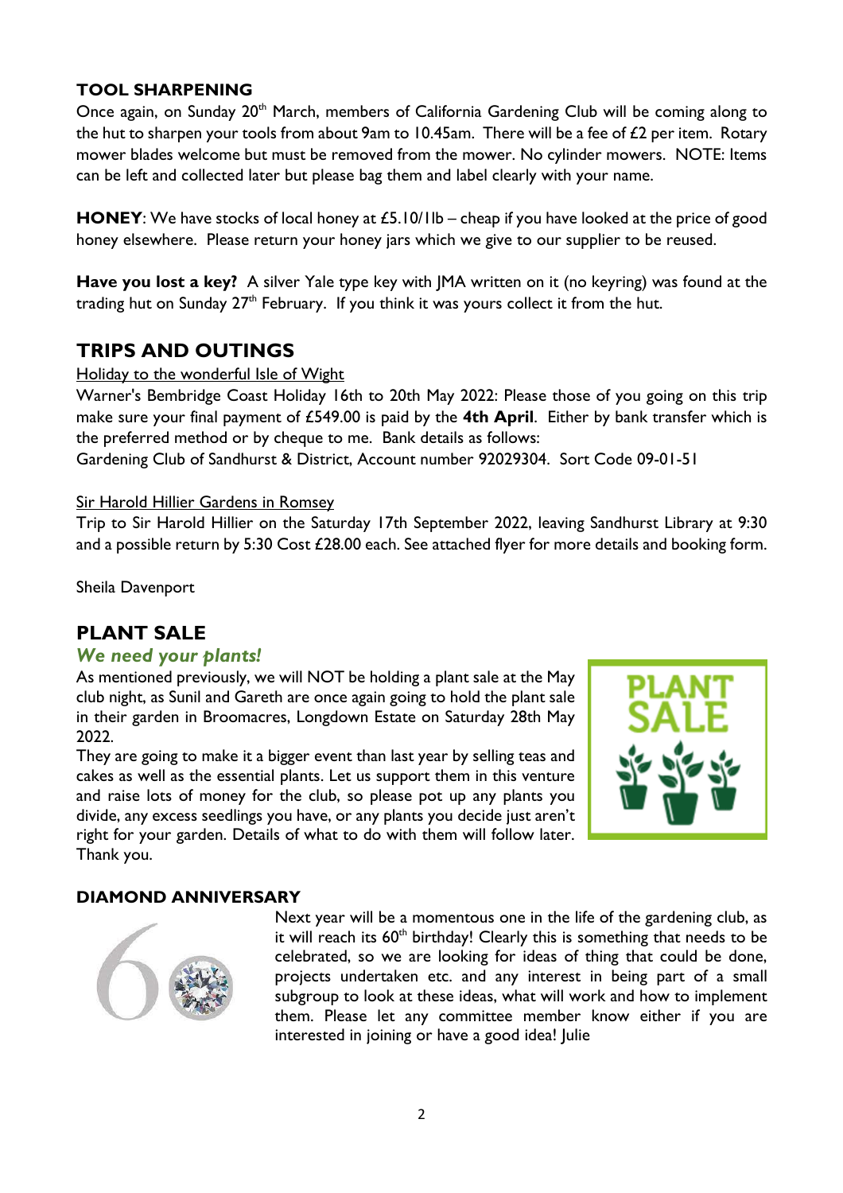### TOOL SHARPENING

Once again, on Sunday 20th March, members of California Gardening Club will be coming along to the hut to sharpen your tools from about 9am to 10.45am. There will be a fee of £2 per item. Rotary mower blades welcome but must be removed from the mower. No cylinder mowers. NOTE: Items can be left and collected later but please bag them and label clearly with your name.

**HONEY**: We have stocks of local honey at £5.10/1lb – cheap if you have looked at the price of good honey elsewhere. Please return your honey jars which we give to our supplier to be reused.

**Have you lost a key?** A silver Yale type key with JMA written on it (no keyring) was found at the trading hut on Sunday 27th February. If you think it was yours collect it from the hut.

## TRIPS AND OUTINGS

Holiday to the wonderful Isle of Wight

Warner's Bembridge Coast Holiday 16th to 20th May 2022: Please those of you going on this trip make sure your final payment of £549.00 is paid by the **4th April**. Either by bank transfer which is the preferred method or by cheque to me. Bank details as follows:

Gardening Club of Sandhurst & District, Account number 92029304. Sort Code 09-01-51

Sir Harold Hillier Gardens in Romsey

Trip to Sir Harold Hillier on the Saturday 17th September 2022, leaving Sandhurst Library at 9:30 and a possible return by 5:30 Cost £28.00 each. See attached flyer for more details and booking form.

Sheila Davenport

## PLANT SALE

### *We need your plants!*

As mentioned previously, we will NOT be holding a plant sale at the May club night, as Sunil and Gareth are once again going to hold the plant sale in their garden in Broomacres, Longdown Estate on Saturday 28th May 2022.

They are going to make it a bigger event than last year by selling teas and cakes as well as the essential plants. Let us support them in this venture and raise lots of money for the club, so please pot up any plants you divide, any excess seedlings you have, or any plants you decide just aren't right for your garden. Details of what to do with them will follow later. Thank you.

### DIAMOND ANNIVERSARY

Next year will be a momentous one in the life of the gardening club, as it will reach its 60th birthday! Clearly this is something that needs to be celebrated, so we are looking for ideas of thing that could be done, projects undertaken etc. and any interest in being part of a small subgroup to look at these ideas, what will work and how to implement them. Please let any committee member know either if you are interested in joining or have a good idea! Julie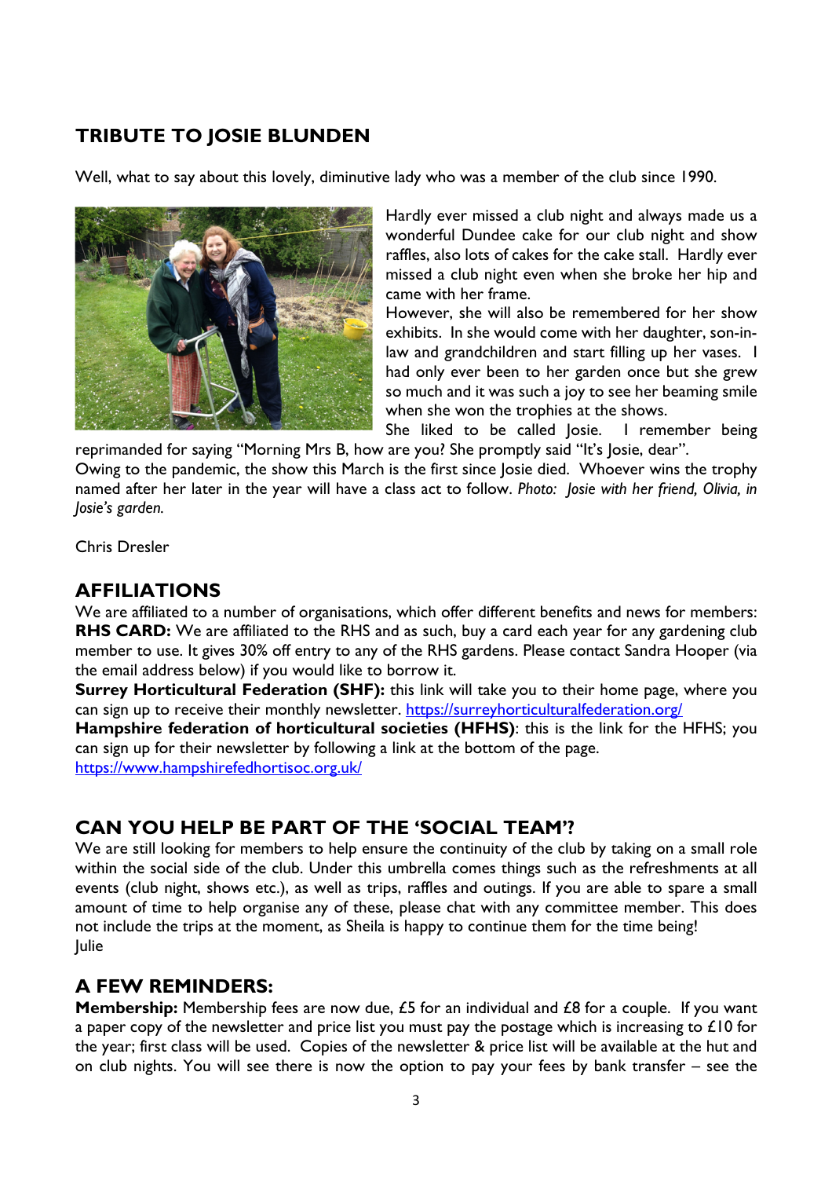## TRIBUTE TO JOSIE BLUNDEN

Well, what to say about this lovely, diminutive lady who was a member of the club since 1990.

Hardly ever missed a club night and always made us a wonderful Dundee cake for our club night and show raffles, also lots of cakes for the cake stall. Hardly ever missed a club night even when she broke her hip and came with her frame.

However, she will also be remembered for her show exhibits. In she would come with her daughter, son-in-law and grandchildren and start filling up her vases. I had only ever been to her garden once but she grew so much and it was such a joy to see her beaming smile when she won the trophies at the shows.

She liked to be called Josie. I remember being reprimanded for saying "Morning Mrs B, how are you? She promptly said "It's Josie, dear".

Owing to the pandemic, the show this March is the first since Josie died. Whoever wins the trophy named after her later in the year will have a class act to follow. *Photo: Josie with her friend, Olivia, in Josie's garden.*

Chris Dresler

## AFFILIATIONS

We are affiliated to a number of organisations, which offer different benefits and news for members:

**RHS CARD:** We are affiliated to the RHS and as such, buy a card each year for any gardening club member to use. It gives 30% off entry to any of the RHS gardens. Please contact Sandra Hooper (via the email address below) if you would like to borrow it.

**Surrey Horticultural Federation (SHF):** this link will take you to their home page, where you can sign up to receive their monthly newsletter. https://surreyhorticulturalfederation.org/

**Hampshire federation of horticultural societies (HFHS)**: this is the link for the HFHS; you can sign up for their newsletter by following a link at the bottom of the page. https://www.hampshirefedhortisoc.org.uk/

## CAN YOU HELP BE PART OF THE 'SOCIAL TEAM'?

We are still looking for members to help ensure the continuity of the club by taking on a small role within the social side of the club. Under this umbrella comes things such as the refreshments at all events (club night, shows etc.), as well as trips, raffles and outings. If you are able to spare a small amount of time to help organise any of these, please chat with any committee member. This does not include the trips at the moment, as Sheila is happy to continue them for the time being!

Julie

## A FEW REMINDERS:

**Membership:** Membership fees are now due, £5 for an individual and £8 for a couple. If you want a paper copy of the newsletter and price list you must pay the postage which is increasing to £10 for the year; first class will be used. Copies of the newsletter & price list will be available at the hut and on club nights. You will see there is now the option to pay your fees by bank transfer – see the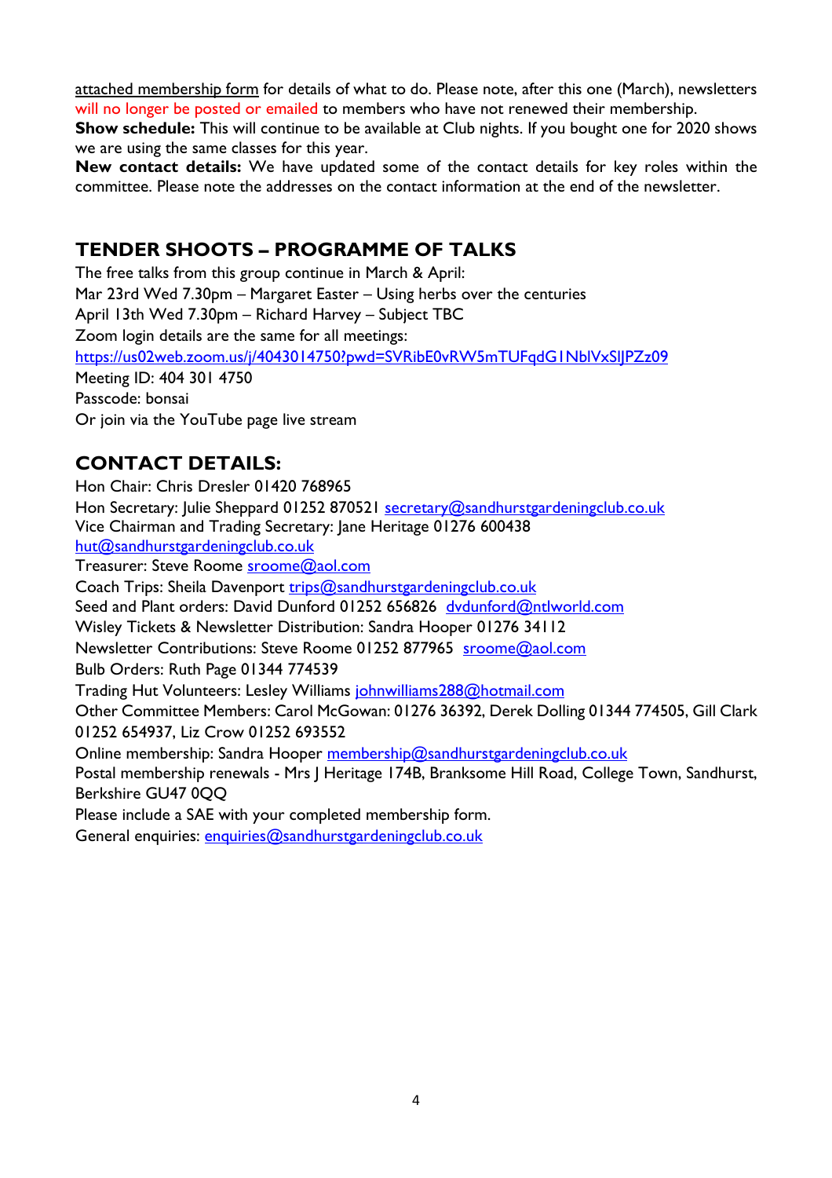attached membership form for details of what to do. Please note, after this one (March), newsletters will no longer be posted or emailed to members who have not renewed their membership.

**Show schedule:** This will continue to be available at Club nights. If you bought one for 2020 shows we are using the same classes for this year.

**New contact details:** We have updated some of the contact details for key roles within the committee. Please note the addresses on the contact information at the end of the newsletter.

## TENDER SHOOTS – PROGRAMME OF TALKS

The free talks from this group continue in March & April:

Mar 23rd Wed 7.30pm – Margaret Easter – Using herbs over the centuries

April 13th Wed 7.30pm – Richard Harvey – Subject TBC

Zoom login details are the same for all meetings:

https://us02web.zoom.us/j/4043014750?pwd=SVRibE0vRW5mTUFqdG1NblVxSlJPZz09

Meeting ID: 404 301 4750

Passcode: bonsai

Or join via the YouTube page live stream

## CONTACT DETAILS:

Hon Chair: Chris Dresler 01420 768965

Hon Secretary: Julie Sheppard 01252 870521 secretary@sandhurstgardeningclub.co.uk

Vice Chairman and Trading Secretary: Jane Heritage 01276 600438 hut@sandhurstgardeningclub.co.uk

Treasurer: Steve Roome sroome@aol.com

Coach Trips: Sheila Davenport trips@sandhurstgardeningclub.co.uk

Seed and Plant orders: David Dunford 01252 656826 dvdunford@ntlworld.com

Wisley Tickets & Newsletter Distribution: Sandra Hooper 01276 34112

Newsletter Contributions: Steve Roome 01252 877965 sroome@aol.com

Bulb Orders: Ruth Page 01344 774539

Trading Hut Volunteers: Lesley Williams johnwilliams288@hotmail.com

Other Committee Members: Carol McGowan: 01276 36392, Derek Dolling 01344 774505, Gill Clark 01252 654937, Liz Crow 01252 693552

Online membership: Sandra Hooper membership@sandhurstgardeningclub.co.uk

Postal membership renewals - Mrs J Heritage 174B, Branksome Hill Road, College Town, Sandhurst, Berkshire GU47 0QQ

Please include a SAE with your completed membership form.

General enquiries: enquiries@sandhurstgardeningclub.co.uk